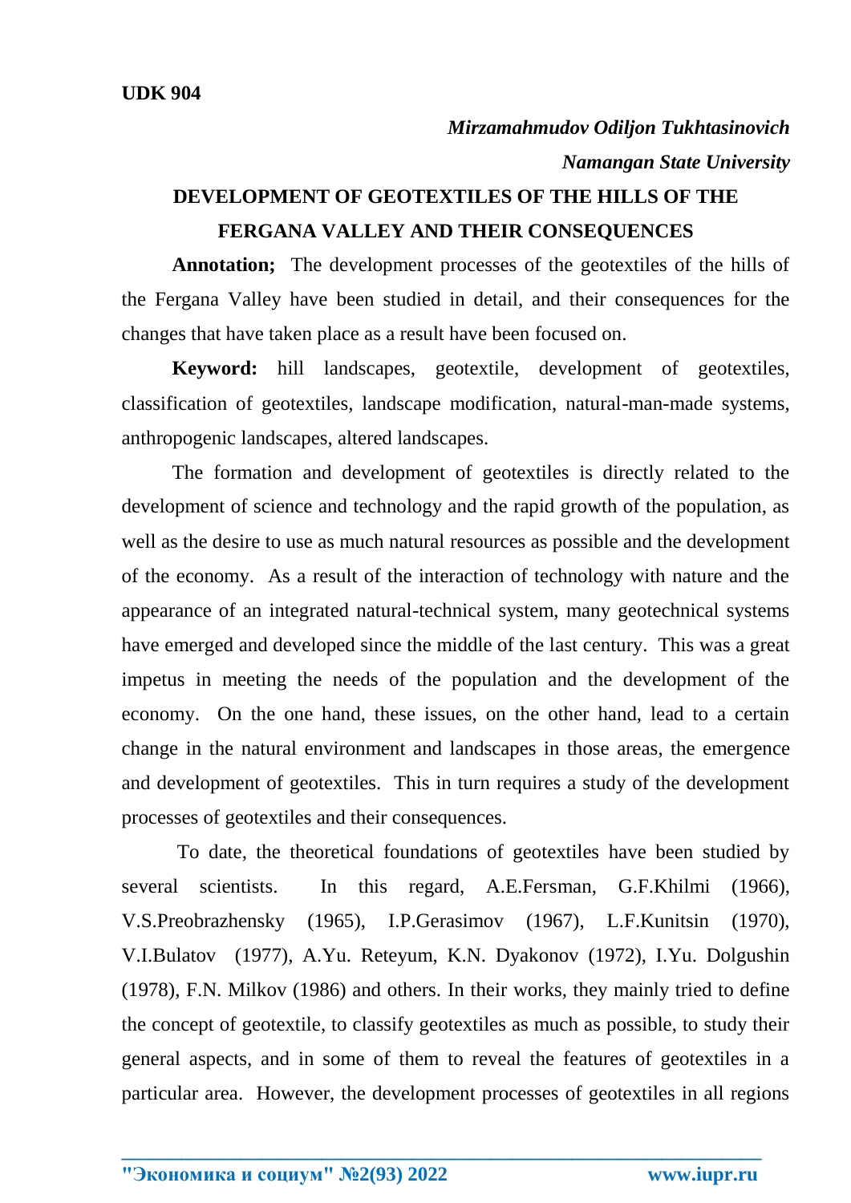**UDK 904**

***Mirzamahmudov Odiljon Tukhtasinovich***

***Namangan State University***

# DEVELOPMENT OF GEOTEXTILES OF THE HILLS OF THE FERGANA VALLEY AND THEIR CONSEQUENCES

**Annotation;** The development processes of the geotextiles of the hills of the Fergana Valley have been studied in detail, and their consequences for the changes that have taken place as a result have been focused on.

**Keyword:** hill landscapes, geotextile, development of geotextiles, classification of geotextiles, landscape modification, natural-man-made systems, anthropogenic landscapes, altered landscapes.

The formation and development of geotextiles is directly related to the development of science and technology and the rapid growth of the population, as well as the desire to use as much natural resources as possible and the development of the economy. As a result of the interaction of technology with nature and the appearance of an integrated natural-technical system, many geotechnical systems have emerged and developed since the middle of the last century. This was a great impetus in meeting the needs of the population and the development of the economy. On the one hand, these issues, on the other hand, lead to a certain change in the natural environment and landscapes in those areas, the emergence and development of geotextiles. This in turn requires a study of the development processes of geotextiles and their consequences.

To date, the theoretical foundations of geotextiles have been studied by several scientists. In this regard, A.E.Fersman, G.F.Khilmi (1966), V.S.Preobrazhensky (1965), I.P.Gerasimov (1967), L.F.Kunitsin (1970), V.I.Bulatov (1977), A.Yu. Reteyum, K.N. Dyakonov (1972), I.Yu. Dolgushin (1978), F.N. Milkov (1986) and others. In their works, they mainly tried to define the concept of geotextile, to classify geotextiles as much as possible, to study their general aspects, and in some of them to reveal the features of geotextiles in a particular area. However, the development processes of geotextiles in all regions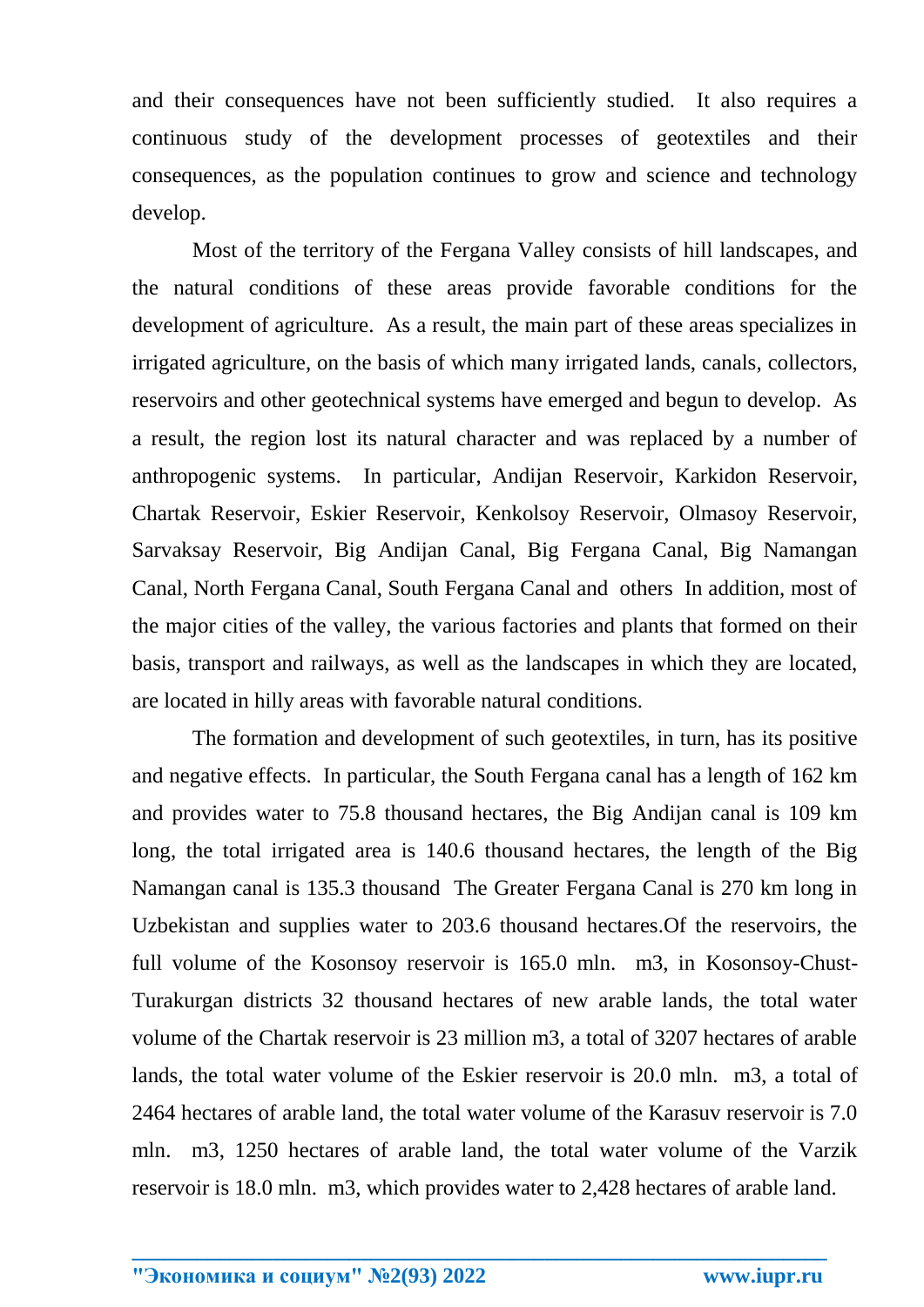and their consequences have not been sufficiently studied. It also requires a continuous study of the development processes of geotextiles and their consequences, as the population continues to grow and science and technology develop.

Most of the territory of the Fergana Valley consists of hill landscapes, and the natural conditions of these areas provide favorable conditions for the development of agriculture. As a result, the main part of these areas specializes in irrigated agriculture, on the basis of which many irrigated lands, canals, collectors, reservoirs and other geotechnical systems have emerged and begun to develop. As a result, the region lost its natural character and was replaced by a number of anthropogenic systems. In particular, Andijan Reservoir, Karkidon Reservoir, Chartak Reservoir, Eskier Reservoir, Kenkolsoy Reservoir, Olmasoy Reservoir, Sarvaksay Reservoir, Big Andijan Canal, Big Fergana Canal, Big Namangan Canal, North Fergana Canal, South Fergana Canal and others In addition, most of the major cities of the valley, the various factories and plants that formed on their basis, transport and railways, as well as the landscapes in which they are located, are located in hilly areas with favorable natural conditions.

The formation and development of such geotextiles, in turn, has its positive and negative effects. In particular, the South Fergana canal has a length of 162 km and provides water to 75.8 thousand hectares, the Big Andijan canal is 109 km long, the total irrigated area is 140.6 thousand hectares, the length of the Big Namangan canal is 135.3 thousand The Greater Fergana Canal is 270 km long in Uzbekistan and supplies water to 203.6 thousand hectares.Of the reservoirs, the full volume of the Kosonsoy reservoir is 165.0 mln. m3, in Kosonsoy-Chust-Turakurgan districts 32 thousand hectares of new arable lands, the total water volume of the Chartak reservoir is 23 million m3, a total of 3207 hectares of arable lands, the total water volume of the Eskier reservoir is 20.0 mln. m3, a total of 2464 hectares of arable land, the total water volume of the Karasuv reservoir is 7.0 mln. m3, 1250 hectares of arable land, the total water volume of the Varzik reservoir is 18.0 mln. m3, which provides water to 2,428 hectares of arable land.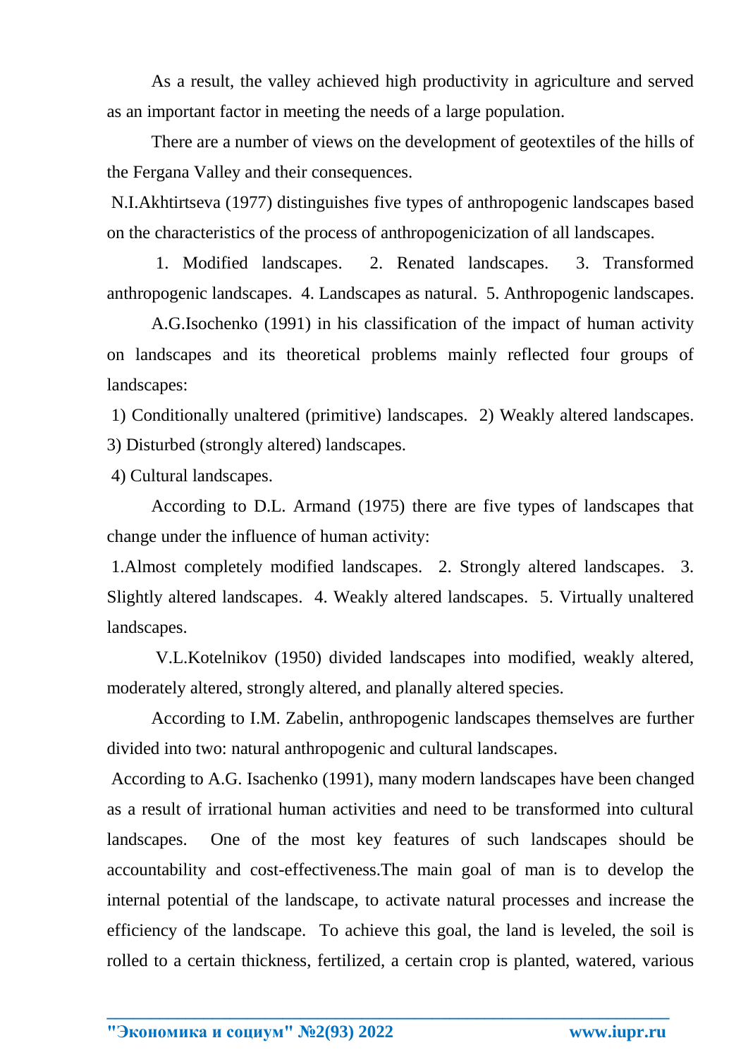As a result, the valley achieved high productivity in agriculture and served as an important factor in meeting the needs of a large population.

There are a number of views on the development of geotextiles of the hills of the Fergana Valley and their consequences.

N.I.Akhtirtseva (1977) distinguishes five types of anthropogenic landscapes based on the characteristics of the process of anthropogenicization of all landscapes.

1. Modified landscapes. 2. Renated landscapes. 3. Transformed anthropogenic landscapes. 4. Landscapes as natural. 5. Anthropogenic landscapes.

A.G.Isochenko (1991) in his classification of the impact of human activity on landscapes and its theoretical problems mainly reflected four groups of landscapes:

1) Conditionally unaltered (primitive) landscapes. 2) Weakly altered landscapes. 3) Disturbed (strongly altered) landscapes.

4) Cultural landscapes.

According to D.L. Armand (1975) there are five types of landscapes that change under the influence of human activity:

1.Almost completely modified landscapes. 2. Strongly altered landscapes. 3. Slightly altered landscapes. 4. Weakly altered landscapes. 5. Virtually unaltered landscapes.

V.L.Kotelnikov (1950) divided landscapes into modified, weakly altered, moderately altered, strongly altered, and planally altered species.

According to I.M. Zabelin, anthropogenic landscapes themselves are further divided into two: natural anthropogenic and cultural landscapes.

According to A.G. Isachenko (1991), many modern landscapes have been changed as a result of irrational human activities and need to be transformed into cultural landscapes. One of the most key features of such landscapes should be accountability and cost-effectiveness.The main goal of man is to develop the internal potential of the landscape, to activate natural processes and increase the efficiency of the landscape. To achieve this goal, the land is leveled, the soil is rolled to a certain thickness, fertilized, a certain crop is planted, watered, various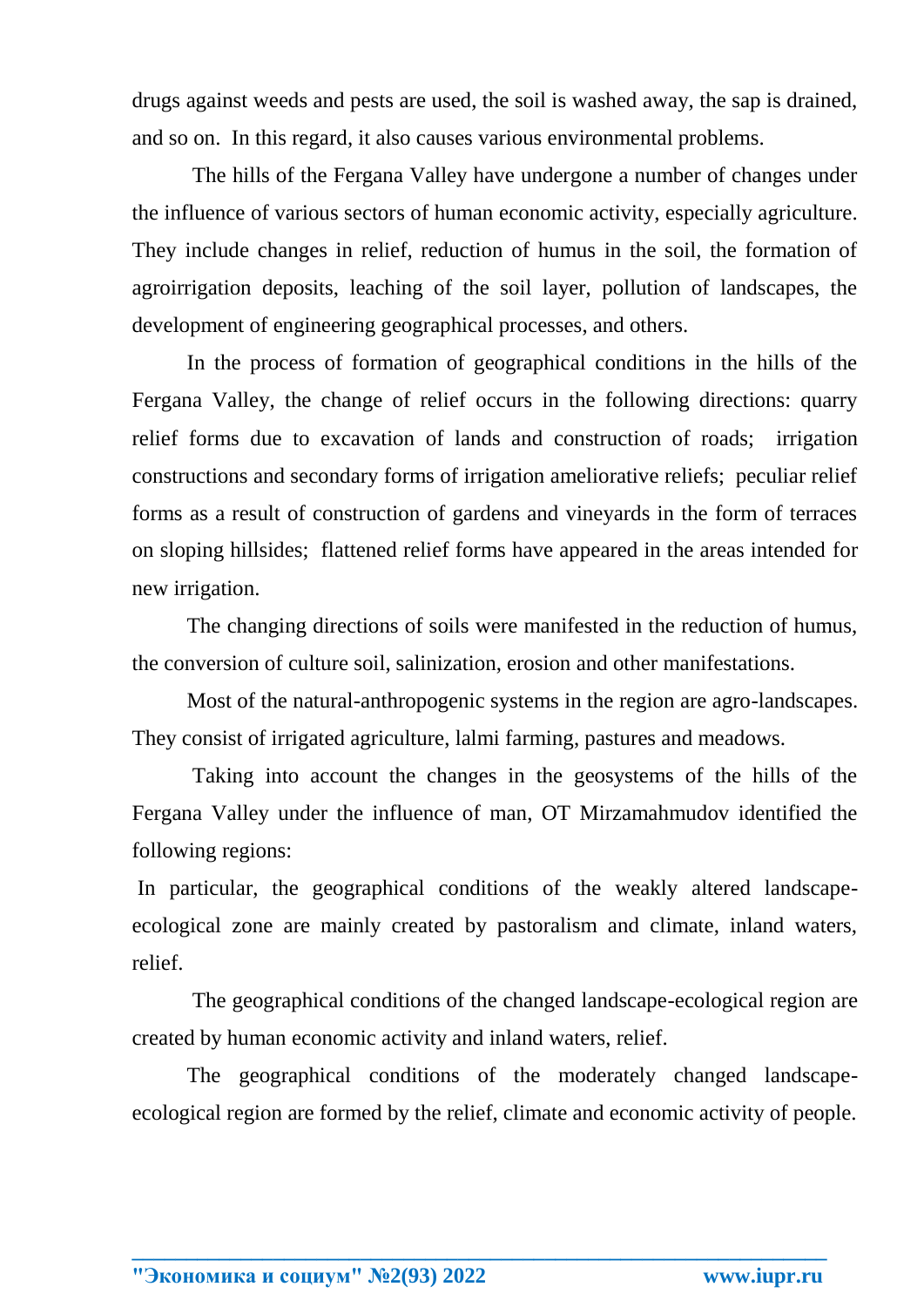drugs against weeds and pests are used, the soil is washed away, the sap is drained, and so on. In this regard, it also causes various environmental problems.

The hills of the Fergana Valley have undergone a number of changes under the influence of various sectors of human economic activity, especially agriculture. They include changes in relief, reduction of humus in the soil, the formation of agroirrigation deposits, leaching of the soil layer, pollution of landscapes, the development of engineering geographical processes, and others.

In the process of formation of geographical conditions in the hills of the Fergana Valley, the change of relief occurs in the following directions: quarry relief forms due to excavation of lands and construction of roads; irrigation constructions and secondary forms of irrigation ameliorative reliefs; peculiar relief forms as a result of construction of gardens and vineyards in the form of terraces on sloping hillsides; flattened relief forms have appeared in the areas intended for new irrigation.

The changing directions of soils were manifested in the reduction of humus, the conversion of culture soil, salinization, erosion and other manifestations.

Most of the natural-anthropogenic systems in the region are agro-landscapes. They consist of irrigated agriculture, lalmi farming, pastures and meadows.

Taking into account the changes in the geosystems of the hills of the Fergana Valley under the influence of man, OT Mirzamahmudov identified the following regions:

In particular, the geographical conditions of the weakly altered landscape-ecological zone are mainly created by pastoralism and climate, inland waters, relief.

The geographical conditions of the changed landscape-ecological region are created by human economic activity and inland waters, relief.

The geographical conditions of the moderately changed landscape-ecological region are formed by the relief, climate and economic activity of people.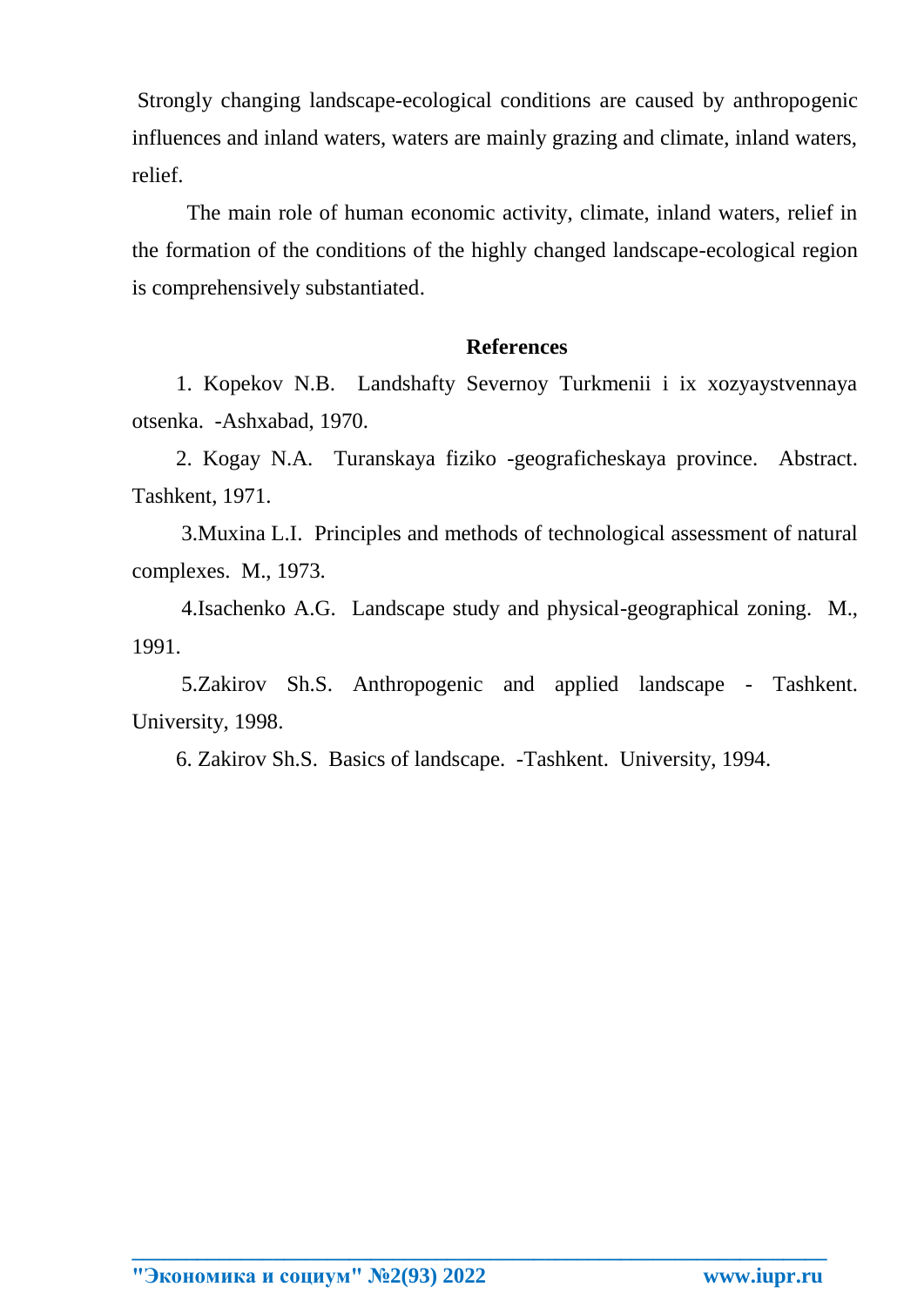Strongly changing landscape-ecological conditions are caused by anthropogenic influences and inland waters, waters are mainly grazing and climate, inland waters, relief.

The main role of human economic activity, climate, inland waters, relief in the formation of the conditions of the highly changed landscape-ecological region is comprehensively substantiated.

## References

1. Kopekov N.B. Landshafty Severnoy Turkmenii i ix xozyaystvennaya otsenka. -Ashxabad, 1970.
2. Kogay N.A. Turanskaya fiziko -geograficheskaya province. Abstract. Tashkent, 1971.
3. Muxina L.I. Principles and methods of technological assessment of natural complexes. M., 1973.
4. Isachenko A.G. Landscape study and physical-geographical zoning. M., 1991.
5. Zakirov Sh.S. Anthropogenic and applied landscape - Tashkent. University, 1998.
6. Zakirov Sh.S. Basics of landscape. -Tashkent. University, 1994.